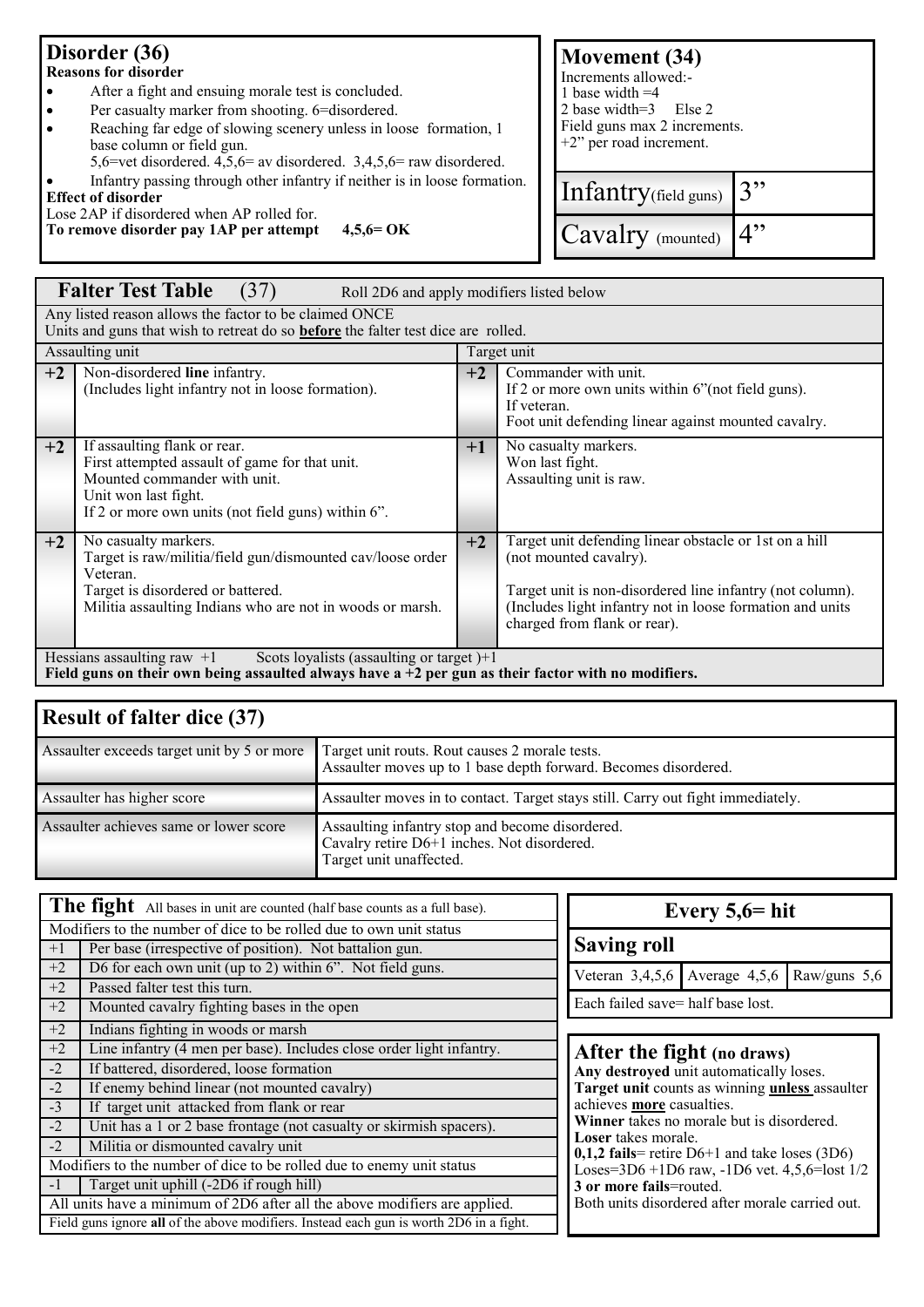## Disorder (36)

**Reasons for disorder**

- After a fight and ensuing morale test is concluded.
- Per casualty marker from shooting. 6=disordered.
- Reaching far edge of slowing scenery unless in loose formation, 1 base column or field gun.
  5,6=vet disordered. 4,5,6= av disordered. 3,4,5,6= raw disordered.
- Infantry passing through other infantry if neither is in loose formation.

**Effect of disorder**

Lose 2AP if disordered when AP rolled for.

**To remove disorder pay 1AP per attempt 4,5,6= OK**

## Movement (34)

Increments allowed:-
1 base width =4
2 base width=3 Else 2
Field guns max 2 increments.
+2" per road increment.

| | |
|---|---|
| Infantry (field guns) | 3" |
| Cavalry (mounted) | 4" |

## Falter Test Table (37)

Roll 2D6 and apply modifiers listed below

Any listed reason allows the factor to be claimed ONCE
Units and guns that wish to retreat do so **before** the falter test dice are rolled.

| Assaulting unit | | Target unit | |
|---|---|---|---|
| **+2** | Non-disordered **line** infantry.<br>(Includes light infantry not in loose formation). | **+2** | Commander with unit.<br>If 2 or more own units within 6"(not field guns).<br>If veteran.<br>Foot unit defending linear against mounted cavalry. |
| **+2** | If assaulting flank or rear.<br>First attempted assault of game for that unit.<br>Mounted commander with unit.<br>Unit won last fight.<br>If 2 or more own units (not field guns) within 6". | **+1** | No casualty markers.<br>Won last fight.<br>Assaulting unit is raw. |
| **+2** | No casualty markers.<br>Target is raw/militia/field gun/dismounted cav/loose order<br>Veteran.<br>Target is disordered or battered.<br>Militia assaulting Indians who are not in woods or marsh. | **+2** | Target unit defending linear obstacle or 1st on a hill (not mounted cavalry).<br><br>Target unit is non-disordered line infantry (not column).<br>(Includes light infantry not in loose formation and units charged from flank or rear). |

Hessians assaulting raw +1 Scots loyalists (assaulting or target )+1
**Field guns on their own being assaulted always have a +2 per gun as their factor with no modifiers.**

## Result of falter dice (37)

| | |
|---|---|
| Assaulter exceeds target unit by 5 or more | Target unit routs. Rout causes 2 morale tests.<br>Assaulter moves up to 1 base depth forward. Becomes disordered. |
| Assaulter has higher score | Assaulter moves in to contact. Target stays still. Carry out fight immediately. |
| Assaulter achieves same or lower score | Assaulting infantry stop and become disordered.<br>Cavalry retire D6+1 inches. Not disordered.<br>Target unit unaffected. |

## The fight

All bases in unit are counted (half base counts as a full base).

| | |
|---|---|
| Modifiers to the number of dice to be rolled due to own unit status | |
| +1 | Per base (irrespective of position). Not battalion gun. |
| +2 | D6 for each own unit (up to 2) within 6". Not field guns. |
| +2 | Passed falter test this turn. |
| +2 | Mounted cavalry fighting bases in the open |
| +2 | Indians fighting in woods or marsh |
| +2 | Line infantry (4 men per base). Includes close order light infantry. |
| -2 | If battered, disordered, loose formation |
| -2 | If enemy behind linear (not mounted cavalry) |
| -3 | If target unit attacked from flank or rear |
| -2 | Unit has a 1 or 2 base frontage (not casualty or skirmish spacers). |
| -2 | Militia or dismounted cavalry unit |
| Modifiers to the number of dice to be rolled due to enemy unit status | |
| -1 | Target unit uphill (-2D6 if rough hill) |

All units have a minimum of 2D6 after all the above modifiers are applied.
Field guns ignore **all** of the above modifiers. Instead each gun is worth 2D6 in a fight.

## Every 5,6= hit

## Saving roll

| Veteran 3,4,5,6 | Average 4,5,6 | Raw/guns 5,6 |
|---|---|---|

Each failed save= half base lost.

## After the fight (no draws)

**Any destroyed** unit automatically loses.
**Target unit** counts as winning **unless** assaulter achieves **more** casualties.
**Winner** takes no morale but is disordered.
**Loser** takes morale.
**0,1,2 fails**= retire D6+1 and take loses (3D6)
Loses=3D6 +1D6 raw, -1D6 vet. 4,5,6=lost 1/2
**3 or more fails**=routed.
Both units disordered after morale carried out.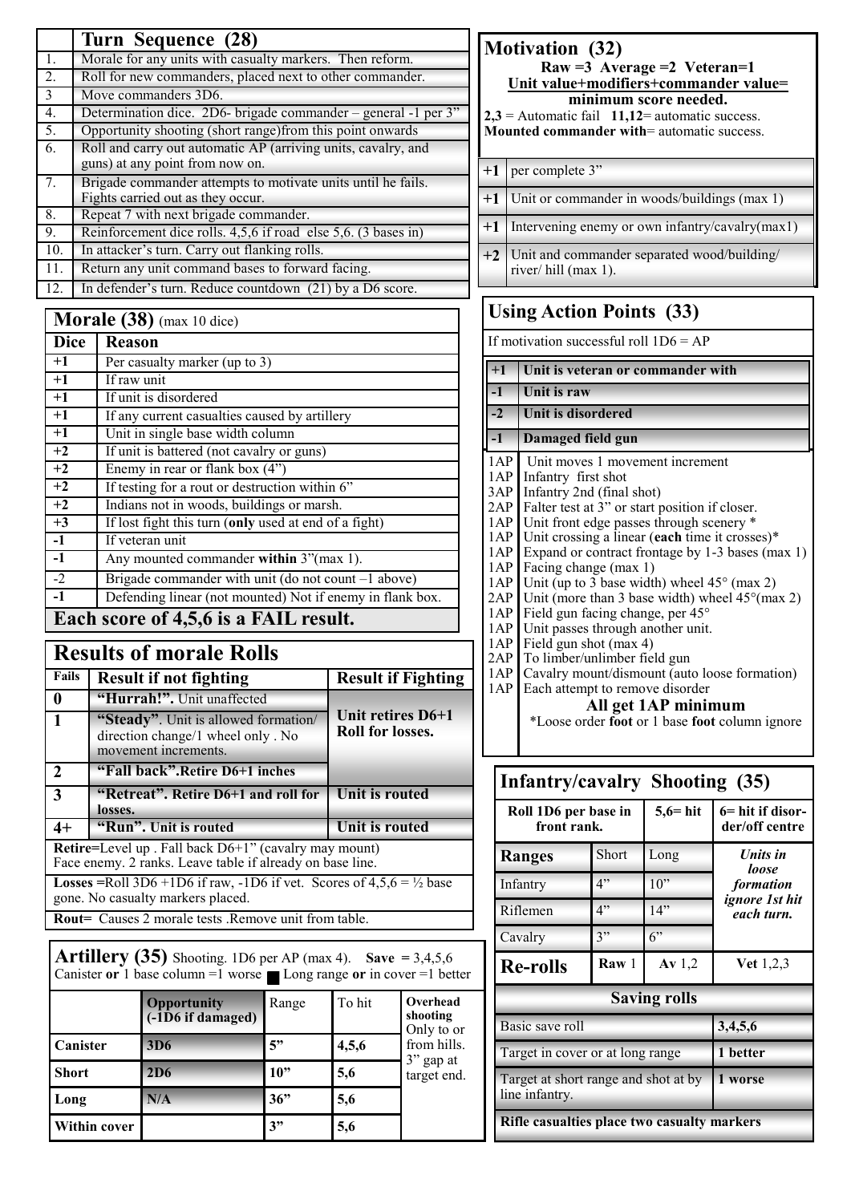| | Turn Sequence (28) |
|---|---|
| 1. | Morale for any units with casualty markers. Then reform. |
| 2. | Roll for new commanders, placed next to other commander. |
| 3 | Move commanders 3D6. |
| 4. | Determination dice. 2D6- brigade commander – general -1 per 3" |
| 5. | Opportunity shooting (short range)from this point onwards |
| 6. | Roll and carry out automatic AP (arriving units, cavalry, and guns) at any point from now on. |
| 7. | Brigade commander attempts to motivate units until he fails. Fights carried out as they occur. |
| 8. | Repeat 7 with next brigade commander. |
| 9. | Reinforcement dice rolls. 4,5,6 if road else 5,6. (3 bases in) |
| 10. | In attacker's turn. Carry out flanking rolls. |
| 11. | Return any unit command bases to forward facing. |
| 12. | In defender's turn. Reduce countdown (21) by a D6 score. |

## Morale (38) (max 10 dice)

| Dice | Reason |
|---|---|
| +1 | Per casualty marker (up to 3) |
| +1 | If raw unit |
| +1 | If unit is disordered |
| +1 | If any current casualties caused by artillery |
| +1 | Unit in single base width column |
| +2 | If unit is battered (not cavalry or guns) |
| +2 | Enemy in rear or flank box (4") |
| +2 | If testing for a rout or destruction within 6" |
| +2 | Indians not in woods, buildings or marsh. |
| +3 | If lost fight this turn (**only** used at end of a fight) |
| -1 | If veteran unit |
| -1 | Any mounted commander **within** 3"(max 1). |
| -2 | Brigade commander with unit (do not count –1 above) |
| -1 | Defending linear (not mounted) Not if enemy in flank box. |

**Each score of 4,5,6 is a FAIL result.**

## Results of morale Rolls

| Fails | Result if not fighting | Result if Fighting |
|---|---|---|
| 0 | **"Hurrah!".** Unit unaffected | |
| 1 | **"Steady"**. Unit is allowed formation/ direction change/1 wheel only . No movement increments. | **Unit retires D6+1 Roll for losses.** |
| 2 | **"Fall back".Retire D6+1 inches** | |
| 3 | **"Retreat". Retire D6+1 and roll for losses.** | **Unit is routed** |
| 4+ | **"Run". Unit is routed** | **Unit is routed** |

**Retire**=Level up . Fall back D6+1" (cavalry may mount) Face enemy. 2 ranks. Leave table if already on base line.

**Losses** =Roll 3D6 +1D6 if raw, -1D6 if vet. Scores of 4,5,6 = ½ base gone. No casualty markers placed.

**Rout**= Causes 2 morale tests .Remove unit from table.

## Artillery (35)

Shooting. 1D6 per AP (max 4). **Save** = 3,4,5,6
Canister **or** 1 base column =1 worse ■ Long range **or** in cover =1 better

| | Opportunity (-1D6 if damaged) | Range | To hit | Overhead shooting |
|---|---|---|---|---|
| Canister | 3D6 | 5" | 4,5,6 | Only to or from hills. 3" gap at target end. |
| Short | 2D6 | 10" | 5,6 | |
| Long | N/A | 36" | 5,6 | |
| Within cover | | 3" | 5,6 | |

## Motivation (32)

**Raw =3 Average =2 Veteran=1**
**Unit value+modifiers+commander value= minimum score needed.**
**2,3** = Automatic fail **11,12**= automatic success.
**Mounted commander with**= automatic success.

| | |
|---|---|
| +1 | per complete 3" |
| +1 | Unit or commander in woods/buildings (max 1) |
| +1 | Intervening enemy or own infantry/cavalry(max1) |
| +2 | Unit and commander separated wood/building/ river/ hill (max 1). |

## Using Action Points (33)

If motivation successful roll 1D6 = AP

| | |
|---|---|
| +1 | **Unit is veteran or commander with** |
| -1 | **Unit is raw** |
| -2 | **Unit is disordered** |
| -1 | **Damaged field gun** |

| | |
|---|---|
| 1AP | Unit moves 1 movement increment |
| 1AP | Infantry first shot |
| 3AP | Infantry 2nd (final shot) |
| 2AP | Falter test at 3" or start position if closer. |
| 1AP | Unit front edge passes through scenery * |
| 1AP | Unit crossing a linear (**each** time it crosses)* |
| 1AP | Expand or contract frontage by 1-3 bases (max 1) |
| 1AP | Facing change (max 1) |
| 1AP | Unit (up to 3 base width) wheel 45° (max 2) |
| 2AP | Unit (more than 3 base width) wheel 45°(max 2) |
| 1AP | Field gun facing change, per 45° |
| 1AP | Unit passes through another unit. |
| 1AP | Field gun shot (max 4) |
| 2AP | To limber/unlimber field gun |
| 1AP | Cavalry mount/dismount (auto loose formation) |
| 1AP | Each attempt to remove disorder |

**All get 1AP minimum**
*Loose order **foot** or 1 base **foot** column ignore

## Infantry/cavalry Shooting (35)

| Roll 1D6 per base in front rank. | | 5,6= hit | 6= hit if disorder/off centre |
|---|---|---|---|
| **Ranges** | Short | Long | ***Units in loose formation ignore 1st hit each turn.*** |
| Infantry | 4" | 10" | |
| Riflemen | 4" | 14" | |
| Cavalry | 3" | 6" | |
| **Re-rolls** | **Raw** 1 | **Av** 1,2 | **Vet** 1,2,3 |

| Saving rolls | |
|---|---|
| Basic save roll | 3,4,5,6 |
| Target in cover or at long range | 1 better |
| Target at short range and shot at by line infantry. | 1 worse |
| **Rifle casualties place two casualty markers** | |